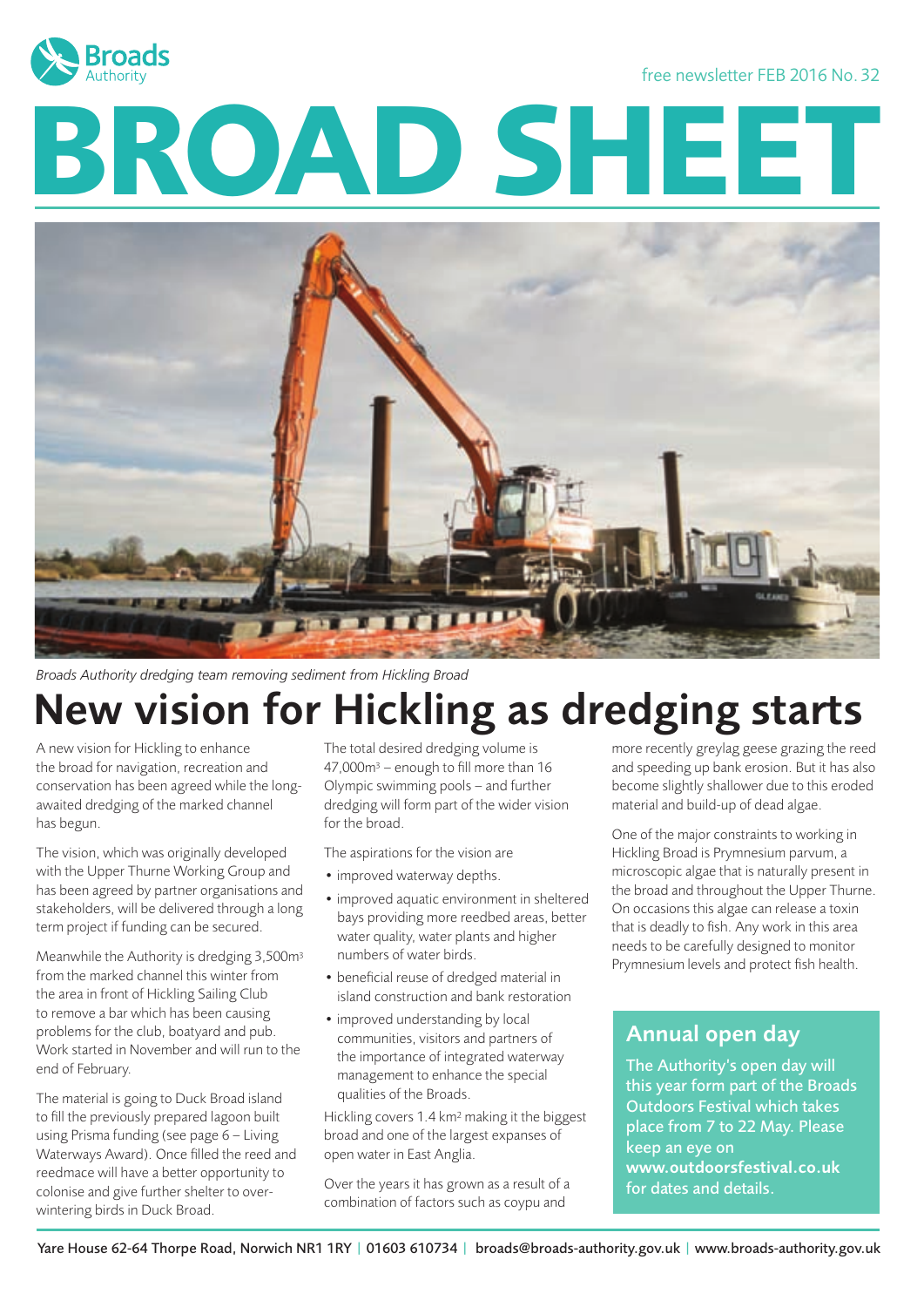Broads Authority

free newsletter FEB 2016 No. 32

# BROAD SHEET

*Broads Authority dredging team removing sediment from Hickling Broad*

## New vision for Hickling as dredging starts

A new vision for Hickling to enhance the broad for navigation, recreation and conservation has been agreed while the long-awaited dredging of the marked channel has begun.

The vision, which was originally developed with the Upper Thurne Working Group and has been agreed by partner organisations and stakeholders, will be delivered through a long term project if funding can be secured.

Meanwhile the Authority is dredging 3,500m$^3$ from the marked channel this winter from the area in front of Hickling Sailing Club to remove a bar which has been causing problems for the club, boatyard and pub. Work started in November and will run to the end of February.

The material is going to Duck Broad island to fill the previously prepared lagoon built using Prisma funding (see page 6 – Living Waterways Award). Once filled the reed and reedmace will have a better opportunity to colonise and give further shelter to over-wintering birds in Duck Broad.

The total desired dredging volume is 47,000m$^3$ – enough to fill more than 16 Olympic swimming pools – and further dredging will form part of the wider vision for the broad.

The aspirations for the vision are

- improved waterway depths.
- improved aquatic environment in sheltered bays providing more reedbed areas, better water quality, water plants and higher numbers of water birds.
- beneficial reuse of dredged material in island construction and bank restoration
- improved understanding by local communities, visitors and partners of the importance of integrated waterway management to enhance the special qualities of the Broads.

Hickling covers 1.4 km$^2$ making it the biggest broad and one of the largest expanses of open water in East Anglia.

Over the years it has grown as a result of a combination of factors such as coypu and more recently greylag geese grazing the reed and speeding up bank erosion. But it has also become slightly shallower due to this eroded material and build-up of dead algae.

One of the major constraints to working in Hickling Broad is Prymnesium parvum, a microscopic algae that is naturally present in the broad and throughout the Upper Thurne. On occasions this algae can release a toxin that is deadly to fish. Any work in this area needs to be carefully designed to monitor Prymnesium levels and protect fish health.

### Annual open day

The Authority's open day will this year form part of the Broads Outdoors Festival which takes place from 7 to 22 May. Please keep an eye on **www.outdoorsfestival.co.uk** for dates and details.

Yare House 62-64 Thorpe Road, Norwich NR1 1RY | 01603 610734 | broads@broads-authority.gov.uk | www.broads-authority.gov.uk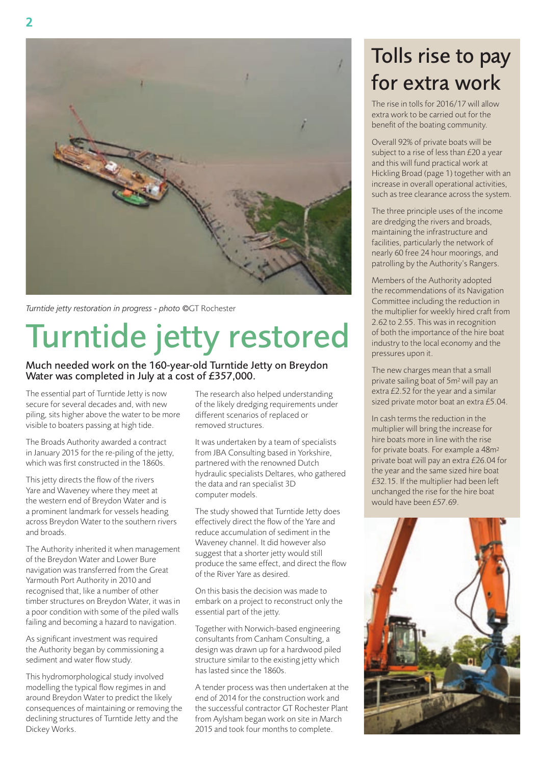*Turntide jetty restoration in progress - photo ©*GT Rochester

# Turntide jetty restored

### Much needed work on the 160-year-old Turntide Jetty on Breydon Water was completed in July at a cost of £357,000.

The essential part of Turntide Jetty is now secure for several decades and, with new piling, sits higher above the water to be more visible to boaters passing at high tide.

The Broads Authority awarded a contract in January 2015 for the re-piling of the jetty, which was first constructed in the 1860s.

This jetty directs the flow of the rivers Yare and Waveney where they meet at the western end of Breydon Water and is a prominent landmark for vessels heading across Breydon Water to the southern rivers and broads.

The Authority inherited it when management of the Breydon Water and Lower Bure navigation was transferred from the Great Yarmouth Port Authority in 2010 and recognised that, like a number of other timber structures on Breydon Water, it was in a poor condition with some of the piled walls failing and becoming a hazard to navigation.

As significant investment was required the Authority began by commissioning a sediment and water flow study.

This hydromorphological study involved modelling the typical flow regimes in and around Breydon Water to predict the likely consequences of maintaining or removing the declining structures of Turntide Jetty and the Dickey Works.

The research also helped understanding of the likely dredging requirements under different scenarios of replaced or removed structures.

It was undertaken by a team of specialists from JBA Consulting based in Yorkshire, partnered with the renowned Dutch hydraulic specialists Deltares, who gathered the data and ran specialist 3D computer models.

The study showed that Turntide Jetty does effectively direct the flow of the Yare and reduce accumulation of sediment in the Waveney channel. It did however also suggest that a shorter jetty would still produce the same effect, and direct the flow of the River Yare as desired.

On this basis the decision was made to embark on a project to reconstruct only the essential part of the jetty.

Together with Norwich-based engineering consultants from Canham Consulting, a design was drawn up for a hardwood piled structure similar to the existing jetty which has lasted since the 1860s.

A tender process was then undertaken at the end of 2014 for the construction work and the successful contractor GT Rochester Plant from Aylsham began work on site in March 2015 and took four months to complete.

# Tolls rise to pay for extra work

The rise in tolls for 2016/17 will allow extra work to be carried out for the benefit of the boating community.

Overall 92% of private boats will be subject to a rise of less than £20 a year and this will fund practical work at Hickling Broad (page 1) together with an increase in overall operational activities, such as tree clearance across the system.

The three principle uses of the income are dredging the rivers and broads, maintaining the infrastructure and facilities, particularly the network of nearly 60 free 24 hour moorings, and patrolling by the Authority's Rangers.

Members of the Authority adopted the recommendations of its Navigation Committee including the reduction in the multiplier for weekly hired craft from 2.62 to 2.55. This was in recognition of both the importance of the hire boat industry to the local economy and the pressures upon it.

The new charges mean that a small private sailing boat of 5m² will pay an extra £2.52 for the year and a similar sized private motor boat an extra £5.04.

In cash terms the reduction in the multiplier will bring the increase for hire boats more in line with the rise for private boats. For example a 48m² private boat will pay an extra £26.04 for the year and the same sized hire boat £32.15. If the multiplier had been left unchanged the rise for the hire boat would have been £57.69.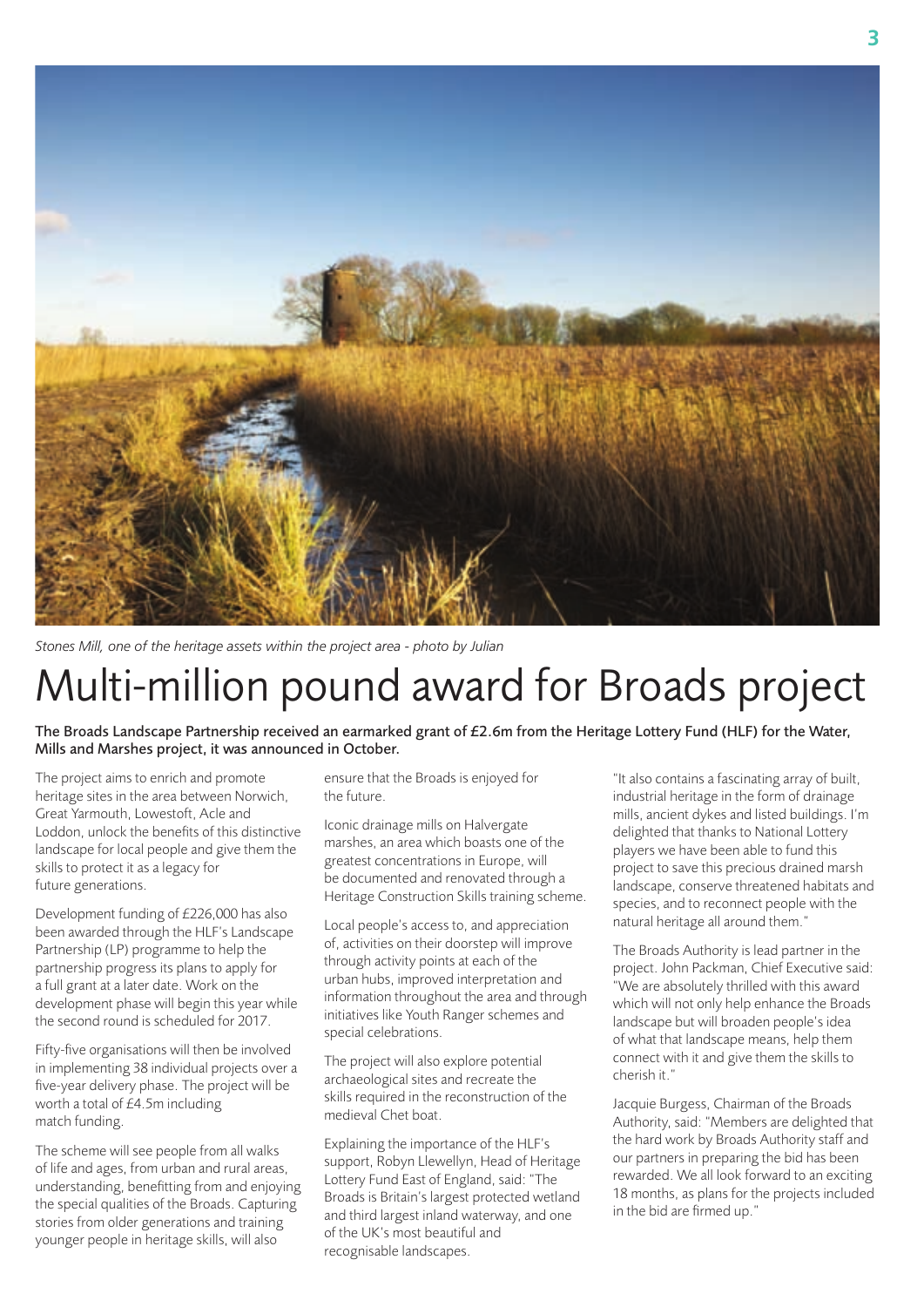*Stones Mill, one of the heritage assets within the project area - photo by Julian*

# Multi-million pound award for Broads project

**The Broads Landscape Partnership received an earmarked grant of £2.6m from the Heritage Lottery Fund (HLF) for the Water, Mills and Marshes project, it was announced in October.**

The project aims to enrich and promote heritage sites in the area between Norwich, Great Yarmouth, Lowestoft, Acle and Loddon, unlock the benefits of this distinctive landscape for local people and give them the skills to protect it as a legacy for future generations.

Development funding of £226,000 has also been awarded through the HLF's Landscape Partnership (LP) programme to help the partnership progress its plans to apply for a full grant at a later date. Work on the development phase will begin this year while the second round is scheduled for 2017.

Fifty-five organisations will then be involved in implementing 38 individual projects over a five-year delivery phase. The project will be worth a total of £4.5m including match funding.

The scheme will see people from all walks of life and ages, from urban and rural areas, understanding, benefitting from and enjoying the special qualities of the Broads. Capturing stories from older generations and training younger people in heritage skills, will also ensure that the Broads is enjoyed for the future.

Iconic drainage mills on Halvergate marshes, an area which boasts one of the greatest concentrations in Europe, will be documented and renovated through a Heritage Construction Skills training scheme.

Local people's access to, and appreciation of, activities on their doorstep will improve through activity points at each of the urban hubs, improved interpretation and information throughout the area and through initiatives like Youth Ranger schemes and special celebrations.

The project will also explore potential archaeological sites and recreate the skills required in the reconstruction of the medieval Chet boat.

Explaining the importance of the HLF's support, Robyn Llewellyn, Head of Heritage Lottery Fund East of England, said: "The Broads is Britain's largest protected wetland and third largest inland waterway, and one of the UK's most beautiful and recognisable landscapes.

"It also contains a fascinating array of built, industrial heritage in the form of drainage mills, ancient dykes and listed buildings. I'm delighted that thanks to National Lottery players we have been able to fund this project to save this precious drained marsh landscape, conserve threatened habitats and species, and to reconnect people with the natural heritage all around them."

The Broads Authority is lead partner in the project. John Packman, Chief Executive said: "We are absolutely thrilled with this award which will not only help enhance the Broads landscape but will broaden people's idea of what that landscape means, help them connect with it and give them the skills to cherish it."

Jacquie Burgess, Chairman of the Broads Authority, said: "Members are delighted that the hard work by Broads Authority staff and our partners in preparing the bid has been rewarded. We all look forward to an exciting 18 months, as plans for the projects included in the bid are firmed up."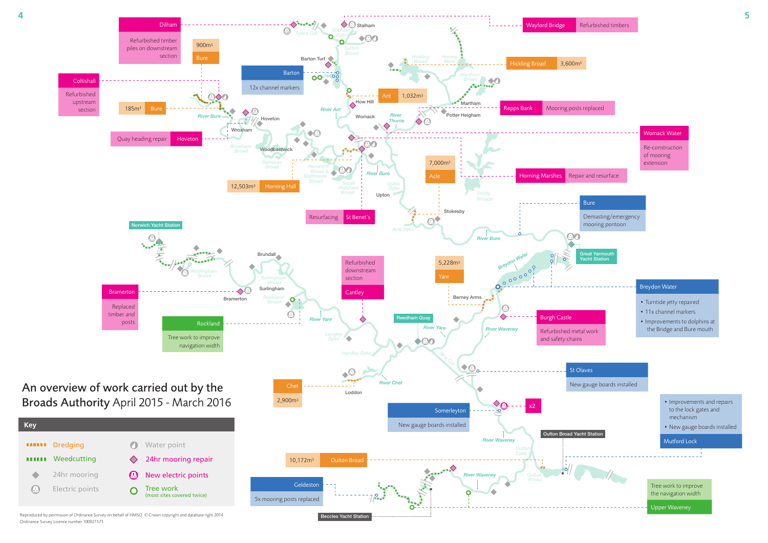# An overview of work carried out by the Broads Authority April 2015 - March 2016

## Key

- Dredging
- Weedcutting
- 24hr mooring
- Electric points
- Water point
- 24hr mooring repair
- New electric points
- Tree work (most sites covered twice)

**Dilham**
Refurbished timber piles on downstream section

**Bure**
900m³

**Coltishall**
Refurbished upstream section

**Bure**
185m³

**Hoveton**
Quay heading repair

**Barton**
12x channel markers

**Ant**
1,032m³

**Wayford Bridge**
Refurbished timbers

**Hickling Broad**
3,600m³

**Repps Bank**
Mooring posts replaced

**Womack Water**
Re-construction of mooring extension

**Acle**
7,000m³

**Horning Marshes**
Repair and resurface

**Horning Hall**
12,503m³

**St Benet's**
Resurfacing

**Bure**
Demasting/emergency mooring pontoon

**Norwich Yacht Station**

**Great Yarmouth Yacht Station**

**Bramerton**
Replaced timber and posts

**Rockland**
Tree work to improve navigation width

**Cantley**
Refurbished downstream section

**Yare**
5,228m³

**Breydon Water**
- Turntide jetty repaired
- 11x channel markers
- Improvements to dolphins at the Bridge and Bure mouth

**Reedham Quay**

**Burgh Castle**
Refurbished metal work and safety chains

**St Olaves**
New gauge boards installed

**Chet**
2,900m³

**Somerleyton**
New gauge boards installed

x2

**Mutford Lock**
- Improvements and repairs to the lock gates and mechanism
- New gauge boards installed

**Oulton Broad Yacht Station**

**Oulton Broad**
10,172m³

**Geldeston**
5x mooring posts replaced

**Beccles Yacht Station**

**Upper Waveney**
Tree work to improve the navigation width

Reproduced by permission of Ordnance Survey on behalf of HMSO. © Crown copyright and database right 2014. Ordnance Survey Licence number 100021573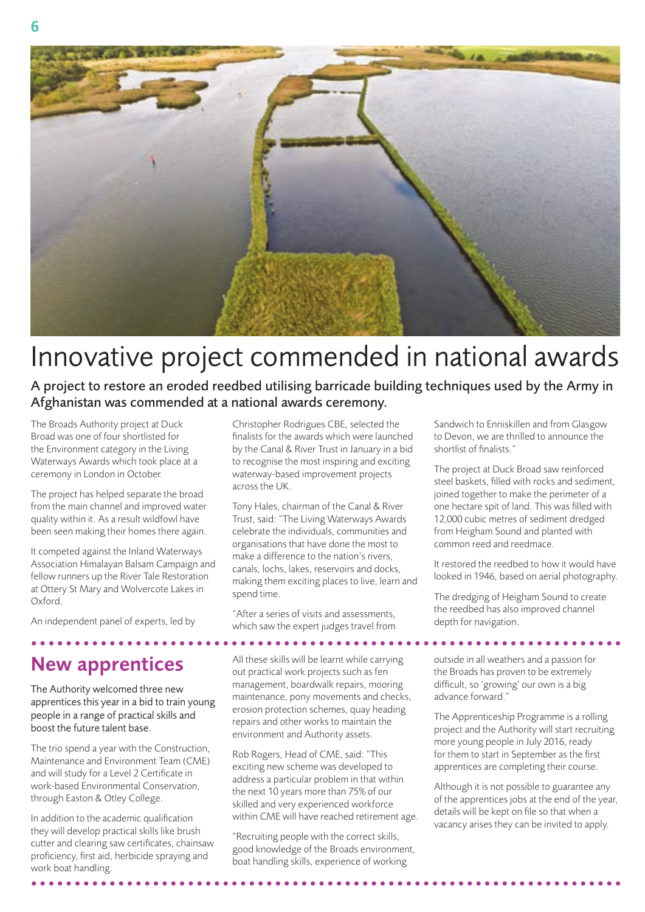# Innovative project commended in national awards

**A project to restore an eroded reedbed utilising barricade building techniques used by the Army in Afghanistan was commended at a national awards ceremony.**

The Broads Authority project at Duck Broad was one of four shortlisted for the Environment category in the Living Waterways Awards which took place at a ceremony in London in October.

The project has helped separate the broad from the main channel and improved water quality within it. As a result wildfowl have been seen making their homes there again.

It competed against the Inland Waterways Association Himalayan Balsam Campaign and fellow runners up the River Tale Restoration at Ottery St Mary and Wolvercote Lakes in Oxford.

An independent panel of experts, led by Christopher Rodrigues CBE, selected the finalists for the awards which were launched by the Canal & River Trust in January in a bid to recognise the most inspiring and exciting waterway-based improvement projects across the UK.

Tony Hales, chairman of the Canal & River Trust, said: "The Living Waterways Awards celebrate the individuals, communities and organisations that have done the most to make a difference to the nation's rivers, canals, lochs, lakes, reservoirs and docks, making them exciting places to live, learn and spend time.

"After a series of visits and assessments, which saw the expert judges travel from Sandwich to Enniskillen and from Glasgow to Devon, we are thrilled to announce the shortlist of finalists."

The project at Duck Broad saw reinforced steel baskets, filled with rocks and sediment, joined together to make the perimeter of a one hectare spit of land. This was filled with 12,000 cubic metres of sediment dredged from Heigham Sound and planted with common reed and reedmace.

It restored the reedbed to how it would have looked in 1946, based on aerial photography.

The dredging of Heigham Sound to create the reedbed has also improved channel depth for navigation.

## New apprentices

**The Authority welcomed three new apprentices this year in a bid to train young people in a range of practical skills and boost the future talent base.**

The trio spend a year with the Construction, Maintenance and Environment Team (CME) and will study for a Level 2 Certificate in work-based Environmental Conservation, through Easton & Otley College.

In addition to the academic qualification they will develop practical skills like brush cutter and clearing saw certificates, chainsaw proficiency, first aid, herbicide spraying and work boat handling.

All these skills will be learnt while carrying out practical work projects such as fen management, boardwalk repairs, mooring maintenance, pony movements and checks, erosion protection schemes, quay heading repairs and other works to maintain the environment and Authority assets.

Rob Rogers, Head of CME, said: "This exciting new scheme was developed to address a particular problem in that within the next 10 years more than 75% of our skilled and very experienced workforce within CME will have reached retirement age.

"Recruiting people with the correct skills, good knowledge of the Broads environment, boat handling skills, experience of working outside in all weathers and a passion for the Broads has proven to be extremely difficult, so 'growing' our own is a big advance forward."

The Apprenticeship Programme is a rolling project and the Authority will start recruiting more young people in July 2016, ready for them to start in September as the first apprentices are completing their course.

Although it is not possible to guarantee any of the apprentices jobs at the end of the year, details will be kept on file so that when a vacancy arises they can be invited to apply.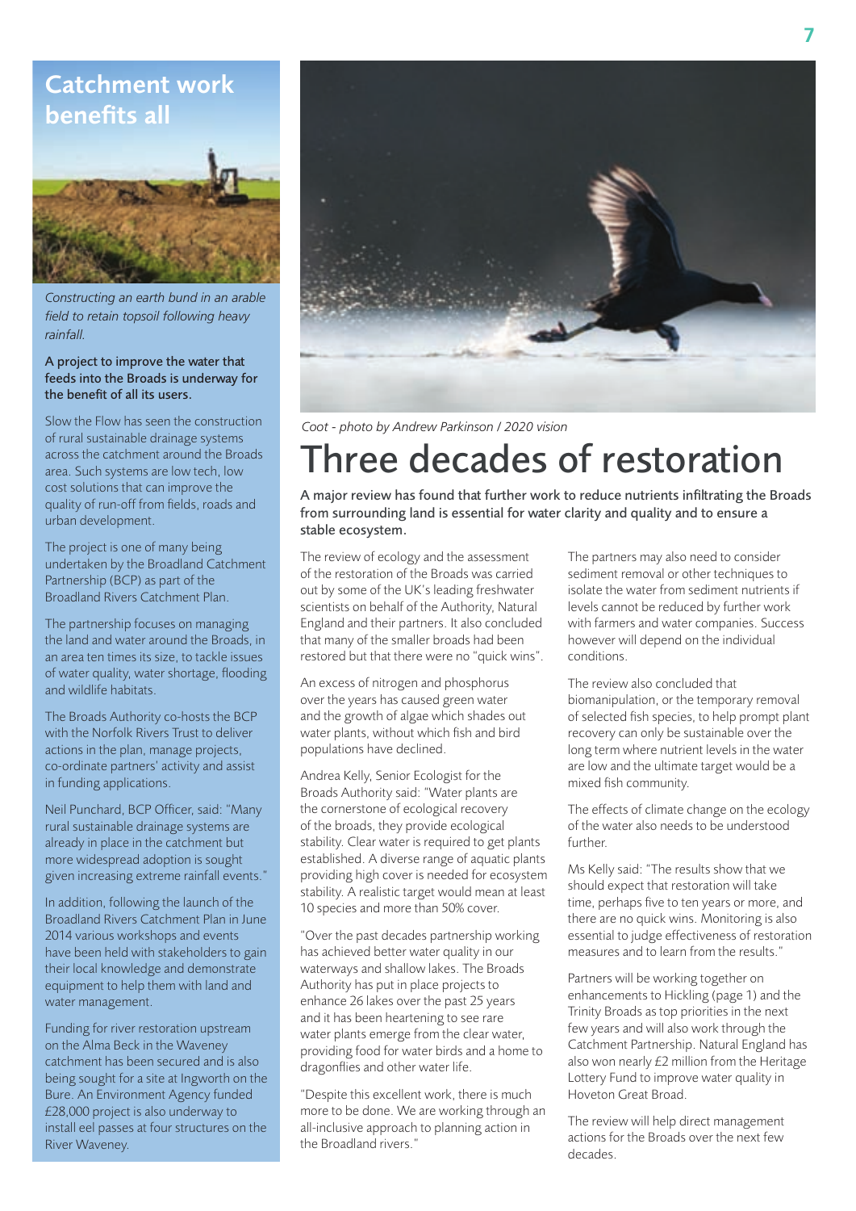## Catchment work benefits all

*Constructing an earth bund in an arable field to retain topsoil following heavy rainfall.*

**A project to improve the water that feeds into the Broads is underway for the benefit of all its users.**

Slow the Flow has seen the construction of rural sustainable drainage systems across the catchment around the Broads area. Such systems are low tech, low cost solutions that can improve the quality of run-off from fields, roads and urban development.

The project is one of many being undertaken by the Broadland Catchment Partnership (BCP) as part of the Broadland Rivers Catchment Plan.

The partnership focuses on managing the land and water around the Broads, in an area ten times its size, to tackle issues of water quality, water shortage, flooding and wildlife habitats.

The Broads Authority co-hosts the BCP with the Norfolk Rivers Trust to deliver actions in the plan, manage projects, co-ordinate partners' activity and assist in funding applications.

Neil Punchard, BCP Officer, said: "Many rural sustainable drainage systems are already in place in the catchment but more widespread adoption is sought given increasing extreme rainfall events."

In addition, following the launch of the Broadland Rivers Catchment Plan in June 2014 various workshops and events have been held with stakeholders to gain their local knowledge and demonstrate equipment to help them with land and water management.

Funding for river restoration upstream on the Alma Beck in the Waveney catchment has been secured and is also being sought for a site at Ingworth on the Bure. An Environment Agency funded £28,000 project is also underway to install eel passes at four structures on the River Waveney.

*Coot - photo by Andrew Parkinson / 2020 vision*

# Three decades of restoration

**A major review has found that further work to reduce nutrients infiltrating the Broads from surrounding land is essential for water clarity and quality and to ensure a stable ecosystem.**

The review of ecology and the assessment of the restoration of the Broads was carried out by some of the UK's leading freshwater scientists on behalf of the Authority, Natural England and their partners. It also concluded that many of the smaller broads had been restored but that there were no "quick wins".

An excess of nitrogen and phosphorus over the years has caused green water and the growth of algae which shades out water plants, without which fish and bird populations have declined.

Andrea Kelly, Senior Ecologist for the Broads Authority said: "Water plants are the cornerstone of ecological recovery of the broads, they provide ecological stability. Clear water is required to get plants established. A diverse range of aquatic plants providing high cover is needed for ecosystem stability. A realistic target would mean at least 10 species and more than 50% cover.

"Over the past decades partnership working has achieved better water quality in our waterways and shallow lakes. The Broads Authority has put in place projects to enhance 26 lakes over the past 25 years and it has been heartening to see rare water plants emerge from the clear water, providing food for water birds and a home to dragonflies and other water life.

"Despite this excellent work, there is much more to be done. We are working through an all-inclusive approach to planning action in the Broadland rivers."

The partners may also need to consider sediment removal or other techniques to isolate the water from sediment nutrients if levels cannot be reduced by further work with farmers and water companies. Success however will depend on the individual conditions.

The review also concluded that biomanipulation, or the temporary removal of selected fish species, to help prompt plant recovery can only be sustainable over the long term where nutrient levels in the water are low and the ultimate target would be a mixed fish community.

The effects of climate change on the ecology of the water also needs to be understood further.

Ms Kelly said: "The results show that we should expect that restoration will take time, perhaps five to ten years or more, and there are no quick wins. Monitoring is also essential to judge effectiveness of restoration measures and to learn from the results."

Partners will be working together on enhancements to Hickling (page 1) and the Trinity Broads as top priorities in the next few years and will also work through the Catchment Partnership. Natural England has also won nearly £2 million from the Heritage Lottery Fund to improve water quality in Hoveton Great Broad.

The review will help direct management actions for the Broads over the next few decades.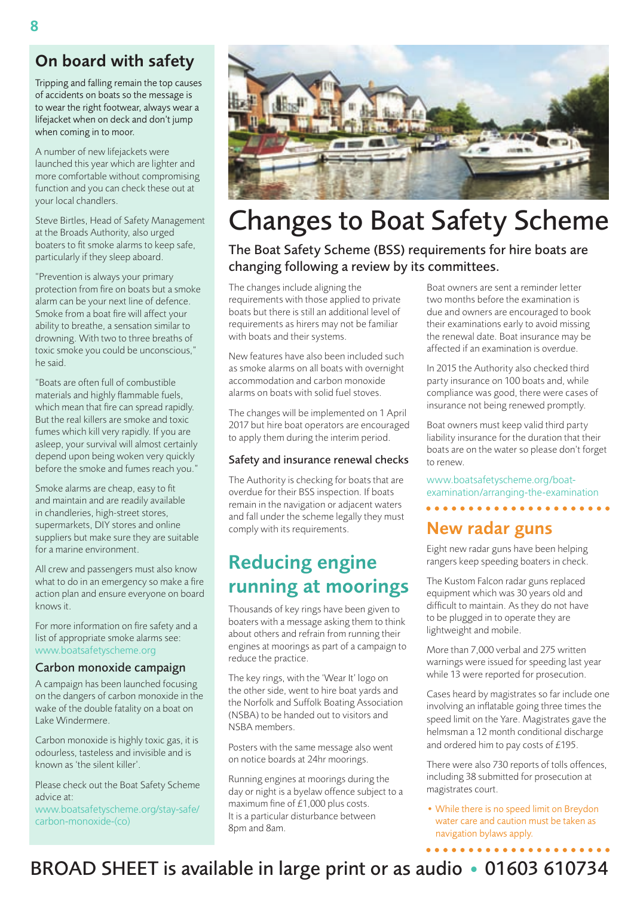## On board with safety

Tripping and falling remain the top causes of accidents on boats so the message is to wear the right footwear, always wear a lifejacket when on deck and don't jump when coming in to moor.

A number of new lifejackets were launched this year which are lighter and more comfortable without compromising function and you can check these out at your local chandlers.

Steve Birtles, Head of Safety Management at the Broads Authority, also urged boaters to fit smoke alarms to keep safe, particularly if they sleep aboard.

"Prevention is always your primary protection from fire on boats but a smoke alarm can be your next line of defence. Smoke from a boat fire will affect your ability to breathe, a sensation similar to drowning. With two to three breaths of toxic smoke you could be unconscious," he said.

"Boats are often full of combustible materials and highly flammable fuels, which mean that fire can spread rapidly. But the real killers are smoke and toxic fumes which kill very rapidly. If you are asleep, your survival will almost certainly depend upon being woken very quickly before the smoke and fumes reach you."

Smoke alarms are cheap, easy to fit and maintain and are readily available in chandleries, high-street stores, supermarkets, DIY stores and online suppliers but make sure they are suitable for a marine environment.

All crew and passengers must also know what to do in an emergency so make a fire action plan and ensure everyone on board knows it.

For more information on fire safety and a list of appropriate smoke alarms see: www.boatsafetyscheme.org

### Carbon monoxide campaign

A campaign has been launched focusing on the dangers of carbon monoxide in the wake of the double fatality on a boat on Lake Windermere.

Carbon monoxide is highly toxic gas, it is odourless, tasteless and invisible and is known as 'the silent killer'.

Please check out the Boat Safety Scheme advice at: www.boatsafetyscheme.org/stay-safe/carbon-monoxide-(co)

# Changes to Boat Safety Scheme

**The Boat Safety Scheme (BSS) requirements for hire boats are changing following a review by its committees.**

The changes include aligning the requirements with those applied to private boats but there is still an additional level of requirements as hirers may not be familiar with boats and their systems.

New features have also been included such as smoke alarms on all boats with overnight accommodation and carbon monoxide alarms on boats with solid fuel stoves.

The changes will be implemented on 1 April 2017 but hire boat operators are encouraged to apply them during the interim period.

### Safety and insurance renewal checks

The Authority is checking for boats that are overdue for their BSS inspection. If boats remain in the navigation or adjacent waters and fall under the scheme legally they must comply with its requirements.

Boat owners are sent a reminder letter two months before the examination is due and owners are encouraged to book their examinations early to avoid missing the renewal date. Boat insurance may be affected if an examination is overdue.

In 2015 the Authority also checked third party insurance on 100 boats and, while compliance was good, there were cases of insurance not being renewed promptly.

Boat owners must keep valid third party liability insurance for the duration that their boats are on the water so please don't forget to renew.

www.boatsafetyscheme.org/boat-examination/arranging-the-examination

## Reducing engine running at moorings

Thousands of key rings have been given to boaters with a message asking them to think about others and refrain from running their engines at moorings as part of a campaign to reduce the practice.

The key rings, with the 'Wear It' logo on the other side, went to hire boat yards and the Norfolk and Suffolk Boating Association (NSBA) to be handed out to visitors and NSBA members.

Posters with the same message also went on notice boards at 24hr moorings.

Running engines at moorings during the day or night is a byelaw offence subject to a maximum fine of £1,000 plus costs. It is a particular disturbance between 8pm and 8am.

## New radar guns

Eight new radar guns have been helping rangers keep speeding boaters in check.

The Kustom Falcon radar guns replaced equipment which was 30 years old and difficult to maintain. As they do not have to be plugged in to operate they are lightweight and mobile.

More than 7,000 verbal and 275 written warnings were issued for speeding last year while 13 were reported for prosecution.

Cases heard by magistrates so far include one involving an inflatable going three times the speed limit on the Yare. Magistrates gave the helmsman a 12 month conditional discharge and ordered him to pay costs of £195.

There were also 730 reports of tolls offences, including 38 submitted for prosecution at magistrates court.

- While there is no speed limit on Breydon water care and caution must be taken as navigation bylaws apply.

BROAD SHEET is available in large print or as audio • 01603 610734